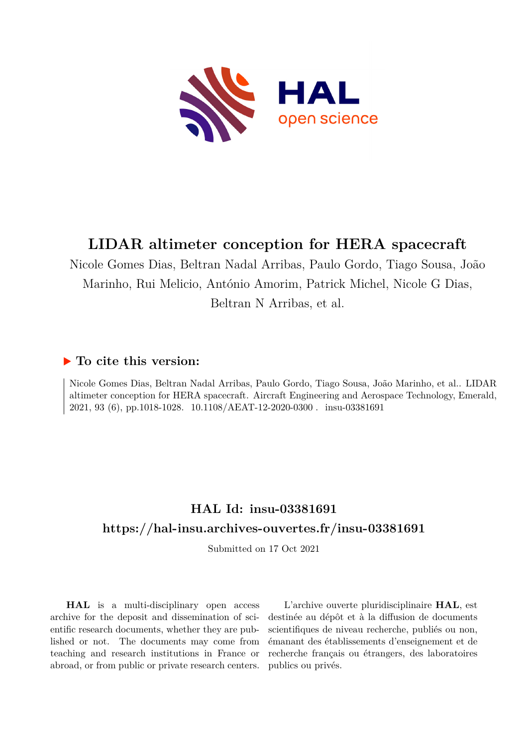# LIDAR altimeter conception for HERA spacecraft

Nicole Gomes Dias, Beltran Nadal Arribas, Paulo Gordo, Tiago Sousa, João Marinho, Rui Melicio, António Amorim, Patrick Michel, Nicole G Dias, Beltran N Arribas, et al.

## ▶ To cite this version:

Nicole Gomes Dias, Beltran Nadal Arribas, Paulo Gordo, Tiago Sousa, João Marinho, et al.. LIDAR altimeter conception for HERA spacecraft. Aircraft Engineering and Aerospace Technology, Emerald, 2021, 93 (6), pp.1018-1028. 10.1108/AEAT-12-2020-0300 . insu-03381691

## HAL Id: insu-03381691

## https://hal-insu.archives-ouvertes.fr/insu-03381691

Submitted on 17 Oct 2021

**HAL** is a multi-disciplinary open access archive for the deposit and dissemination of scientific research documents, whether they are published or not. The documents may come from teaching and research institutions in France or abroad, or from public or private research centers.

L'archive ouverte pluridisciplinaire **HAL**, est destinée au dépôt et à la diffusion de documents scientifiques de niveau recherche, publiés ou non, émanant des établissements d'enseignement et de recherche français ou étrangers, des laboratoires publics ou privés.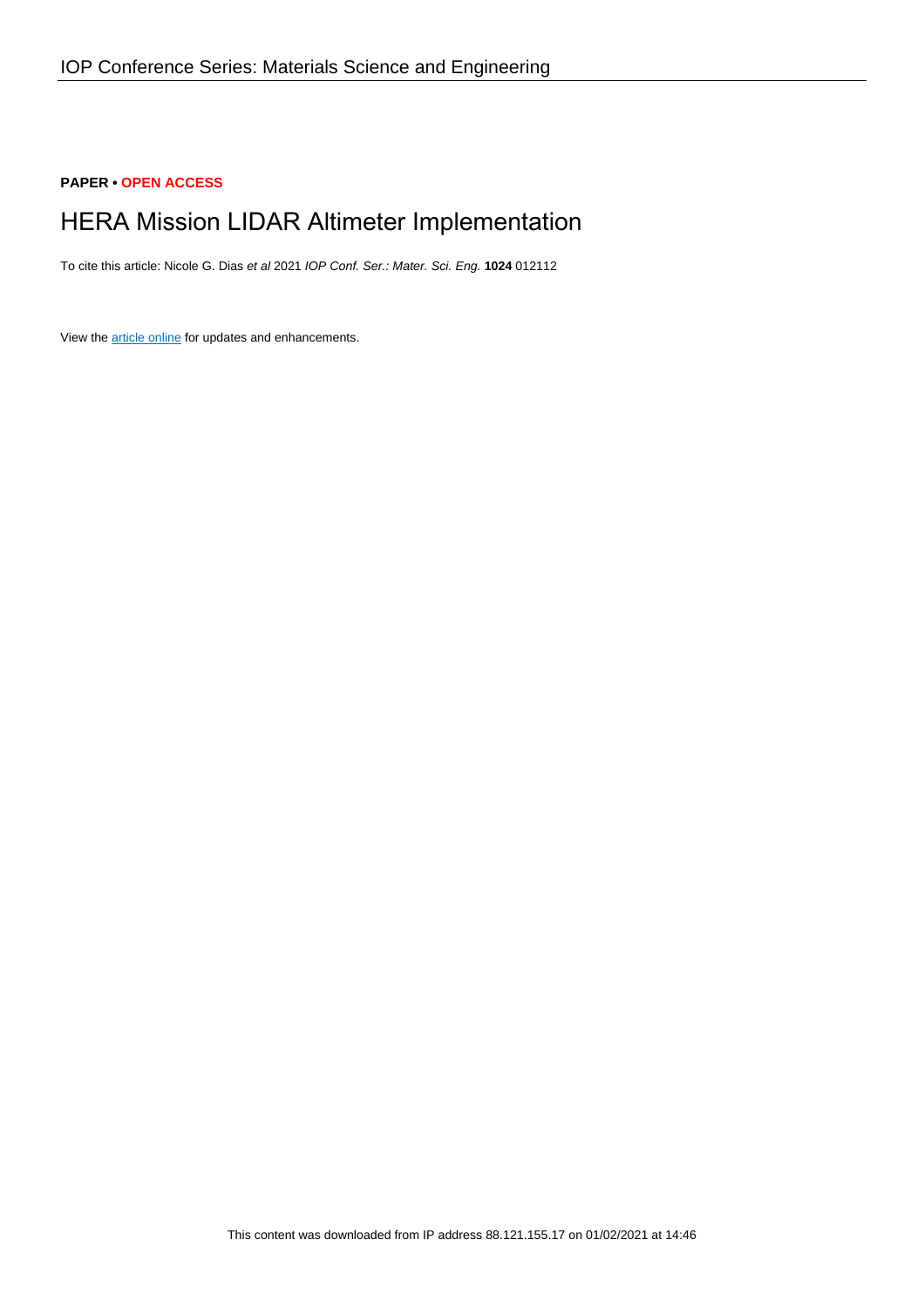**PAPER • OPEN ACCESS**

# HERA Mission LIDAR Altimeter Implementation

To cite this article: Nicole G. Dias *et al* 2021 *IOP Conf. Ser.: Mater. Sci. Eng.* **1024** 012112

View the article online for updates and enhancements.

This content was downloaded from IP address 88.121.155.17 on 01/02/2021 at 14:46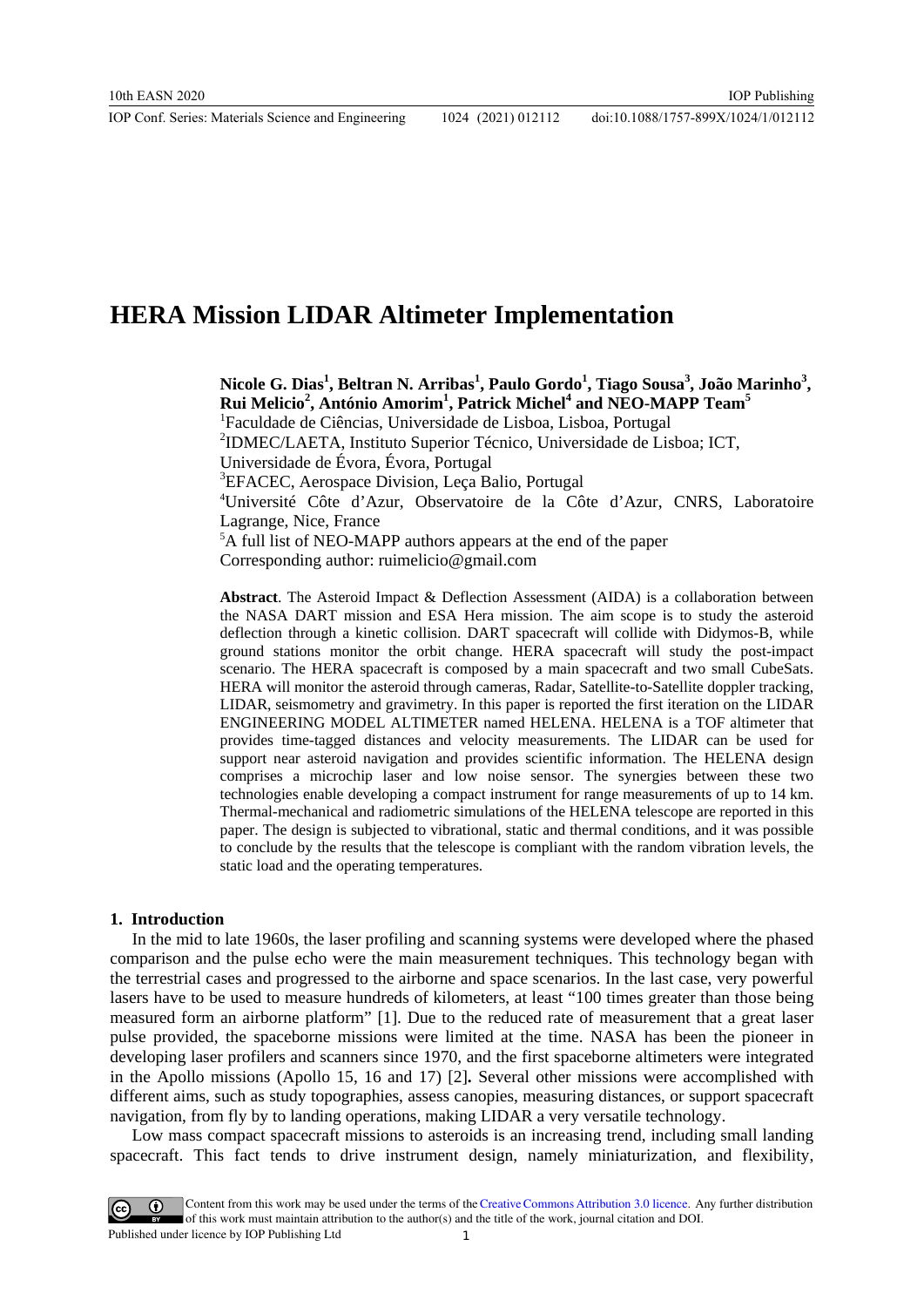# HERA Mission LIDAR Altimeter Implementation

**Nicole G. Dias[1], Beltran N. Arribas[1], Paulo Gordo[1], Tiago Sousa[3], João Marinho[3], Rui Melicio[2], António Amorim[1], Patrick Michel[4] and NEO-MAPP Team[5]**

[1]Faculdade de Ciências, Universidade de Lisboa, Lisboa, Portugal

[2]IDMEC/LAETA, Instituto Superior Técnico, Universidade de Lisboa; ICT, Universidade de Évora, Évora, Portugal

[3]EFACEC, Aerospace Division, Leça Balio, Portugal

[4]Université Côte d'Azur, Observatoire de la Côte d'Azur, CNRS, Laboratoire Lagrange, Nice, France

[5]A full list of NEO-MAPP authors appears at the end of the paper

Corresponding author: ruimelicio@gmail.com

**Abstract**. The Asteroid Impact & Deflection Assessment (AIDA) is a collaboration between the NASA DART mission and ESA Hera mission. The aim scope is to study the asteroid deflection through a kinetic collision. DART spacecraft will collide with Didymos-B, while ground stations monitor the orbit change. HERA spacecraft will study the post-impact scenario. The HERA spacecraft is composed by a main spacecraft and two small CubeSats. HERA will monitor the asteroid through cameras, Radar, Satellite-to-Satellite doppler tracking, LIDAR, seismometry and gravimetry. In this paper is reported the first iteration on the LIDAR ENGINEERING MODEL ALTIMETER named HELENA. HELENA is a TOF altimeter that provides time-tagged distances and velocity measurements. The LIDAR can be used for support near asteroid navigation and provides scientific information. The HELENA design comprises a microchip laser and low noise sensor. The synergies between these two technologies enable developing a compact instrument for range measurements of up to 14 km. Thermal-mechanical and radiometric simulations of the HELENA telescope are reported in this paper. The design is subjected to vibrational, static and thermal conditions, and it was possible to conclude by the results that the telescope is compliant with the random vibration levels, the static load and the operating temperatures.

## 1. Introduction

In the mid to late 1960s, the laser profiling and scanning systems were developed where the phased comparison and the pulse echo were the main measurement techniques. This technology began with the terrestrial cases and progressed to the airborne and space scenarios. In the last case, very powerful lasers have to be used to measure hundreds of kilometers, at least "100 times greater than those being measured form an airborne platform" [1]. Due to the reduced rate of measurement that a great laser pulse provided, the spaceborne missions were limited at the time. NASA has been the pioneer in developing laser profilers and scanners since 1970, and the first spaceborne altimeters were integrated in the Apollo missions (Apollo 15, 16 and 17) [2]. Several other missions were accomplished with different aims, such as study topographies, assess canopies, measuring distances, or support spacecraft navigation, from fly by to landing operations, making LIDAR a very versatile technology.

Low mass compact spacecraft missions to asteroids is an increasing trend, including small landing spacecraft. This fact tends to drive instrument design, namely miniaturization, and flexibility,

Content from this work may be used under the terms of the Creative Commons Attribution 3.0 licence. Any further distribution of this work must maintain attribution to the author(s) and the title of the work, journal citation and DOI.

Published under licence by IOP Publishing Ltd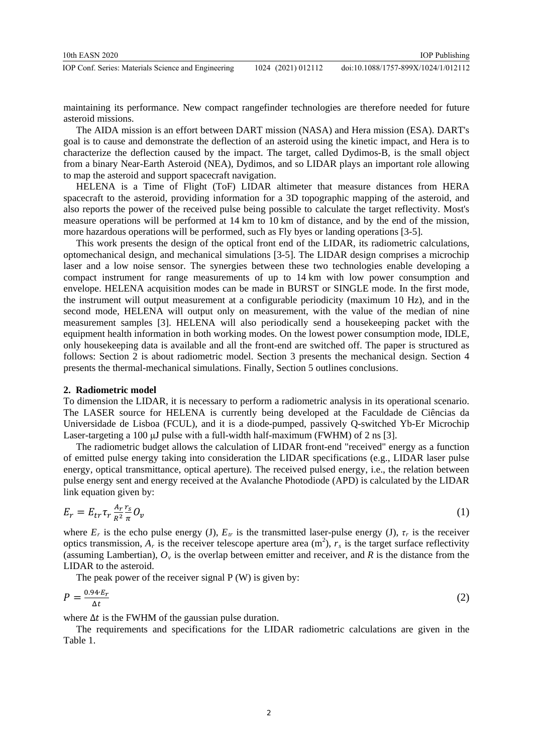maintaining its performance. New compact rangefinder technologies are therefore needed for future asteroid missions.

The AIDA mission is an effort between DART mission (NASA) and Hera mission (ESA). DART's goal is to cause and demonstrate the deflection of an asteroid using the kinetic impact, and Hera is to characterize the deflection caused by the impact. The target, called Dydimos-B, is the small object from a binary Near-Earth Asteroid (NEA), Dydimos, and so LIDAR plays an important role allowing to map the asteroid and support spacecraft navigation.

HELENA is a Time of Flight (ToF) LIDAR altimeter that measure distances from HERA spacecraft to the asteroid, providing information for a 3D topographic mapping of the asteroid, and also reports the power of the received pulse being possible to calculate the target reflectivity. Most's measure operations will be performed at 14 km to 10 km of distance, and by the end of the mission, more hazardous operations will be performed, such as Fly byes or landing operations [3-5].

This work presents the design of the optical front end of the LIDAR, its radiometric calculations, optomechanical design, and mechanical simulations [3-5]. The LIDAR design comprises a microchip laser and a low noise sensor. The synergies between these two technologies enable developing a compact instrument for range measurements of up to 14 km with low power consumption and envelope. HELENA acquisition modes can be made in BURST or SINGLE mode. In the first mode, the instrument will output measurement at a configurable periodicity (maximum 10 Hz), and in the second mode, HELENA will output only on measurement, with the value of the median of nine measurement samples [3]. HELENA will also periodically send a housekeeping packet with the equipment health information in both working modes. On the lowest power consumption mode, IDLE, only housekeeping data is available and all the front-end are switched off. The paper is structured as follows: Section 2 is about radiometric model. Section 3 presents the mechanical design. Section 4 presents the thermal-mechanical simulations. Finally, Section 5 outlines conclusions.

## 2. Radiometric model

To dimension the LIDAR, it is necessary to perform a radiometric analysis in its operational scenario. The LASER source for HELENA is currently being developed at the Faculdade de Ciências da Universidade de Lisboa (FCUL), and it is a diode-pumped, passively Q-switched Yb-Er Microchip Laser-targeting a 100 μJ pulse with a full-width half-maximum (FWHM) of 2 ns [3].

The radiometric budget allows the calculation of LIDAR front-end "received" energy as a function of emitted pulse energy taking into consideration the LIDAR specifications (e.g., LIDAR laser pulse energy, optical transmittance, optical aperture). The received pulsed energy, i.e., the relation between pulse energy sent and energy received at the Avalanche Photodiode (APD) is calculated by the LIDAR link equation given by:

$$E_r = E_{tr}\tau_r \frac{A_r}{R^2}\frac{r_s}{\pi}O_v \tag{1}$$

where $E_r$ is the echo pulse energy (J), $E_{tr}$ is the transmitted laser-pulse energy (J), $\tau_r$ is the receiver optics transmission, $A_r$ is the receiver telescope aperture area (m$^2$), $r_s$ is the target surface reflectivity (assuming Lambertian), $O_v$ is the overlap between emitter and receiver, and $R$ is the distance from the LIDAR to the asteroid.

The peak power of the receiver signal P (W) is given by:

$$P = \frac{0.94 \cdot E_r}{\Delta t} \tag{2}$$

where $\Delta t$ is the FWHM of the gaussian pulse duration.

The requirements and specifications for the LIDAR radiometric calculations are given in the Table 1.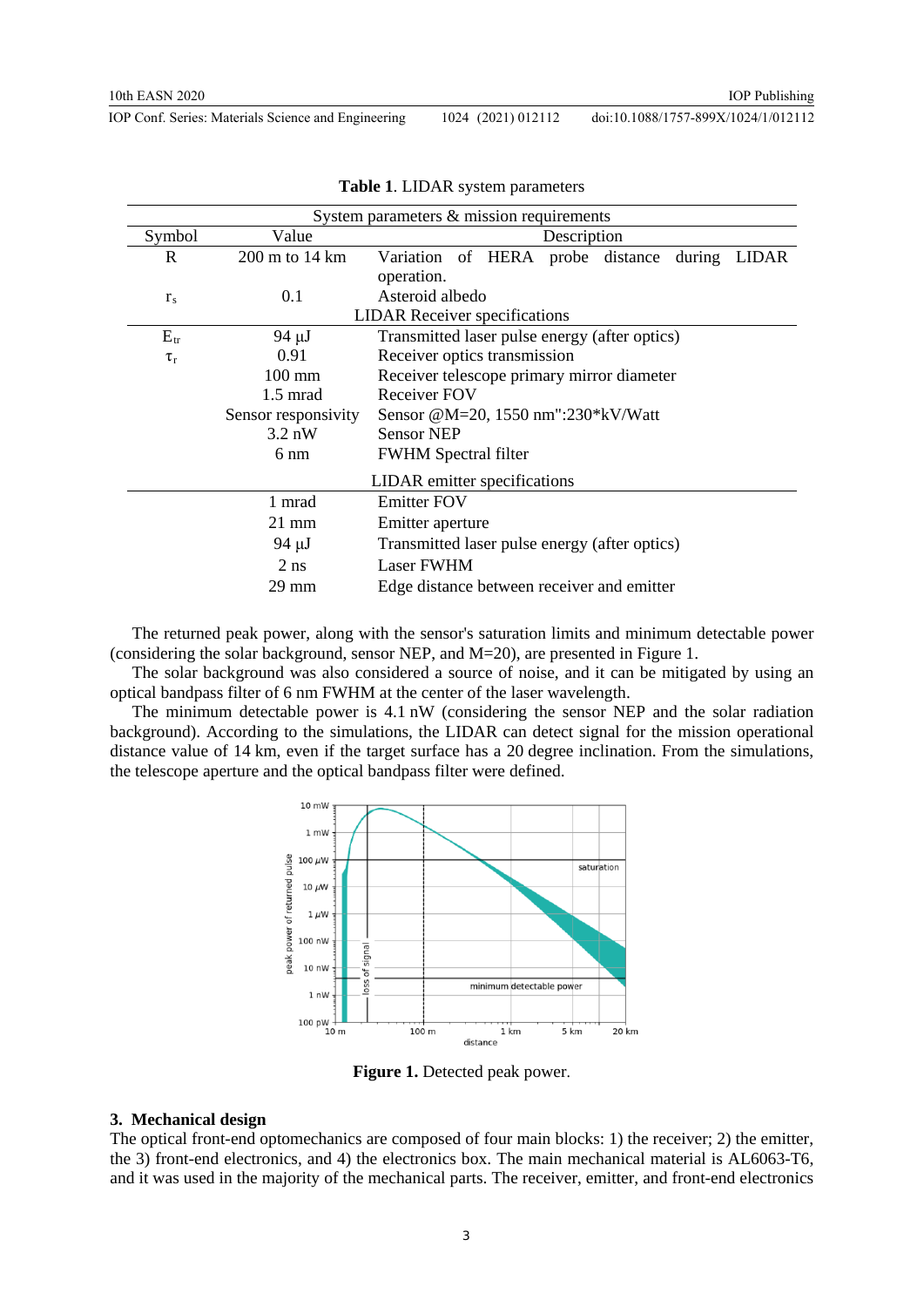**Table 1**. LIDAR system parameters

| Symbol | Value | Description |
|---|---|---|
| System parameters & mission requirements | | |
| R | 200 m to 14 km | Variation of HERA probe distance during LIDAR operation. |
| $r_s$ | 0.1 | Asteroid albedo |
| LIDAR Receiver specifications | | |
| $E_{tr}$ | 94 µJ | Transmitted laser pulse energy (after optics) |
| $\tau_r$ | 0.91 | Receiver optics transmission |
| | 100 mm | Receiver telescope primary mirror diameter |
| | 1.5 mrad | Receiver FOV |
| | Sensor responsivity | Sensor @M=20, 1550 nm":230*kV/Watt |
| | 3.2 nW | Sensor NEP |
| | 6 nm | FWHM Spectral filter |
| LIDAR emitter specifications | | |
| | 1 mrad | Emitter FOV |
| | 21 mm | Emitter aperture |
| | 94 µJ | Transmitted laser pulse energy (after optics) |
| | 2 ns | Laser FWHM |
| | 29 mm | Edge distance between receiver and emitter |

The returned peak power, along with the sensor's saturation limits and minimum detectable power (considering the solar background, sensor NEP, and M=20), are presented in Figure 1.

The solar background was also considered a source of noise, and it can be mitigated by using an optical bandpass filter of 6 nm FWHM at the center of the laser wavelength.

The minimum detectable power is 4.1 nW (considering the sensor NEP and the solar radiation background). According to the simulations, the LIDAR can detect signal for the mission operational distance value of 14 km, even if the target surface has a 20 degree inclination. From the simulations, the telescope aperture and the optical bandpass filter were defined.

**Figure 1.** Detected peak power.

### 3. Mechanical design

The optical front-end optomechanics are composed of four main blocks: 1) the receiver; 2) the emitter, the 3) front-end electronics, and 4) the electronics box. The main mechanical material is AL6063-T6, and it was used in the majority of the mechanical parts. The receiver, emitter, and front-end electronics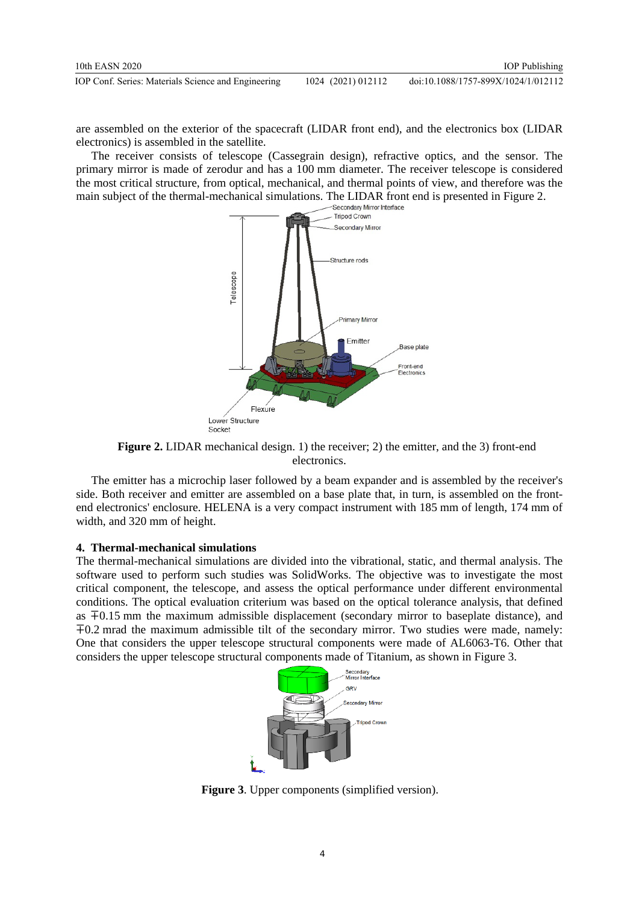are assembled on the exterior of the spacecraft (LIDAR front end), and the electronics box (LIDAR electronics) is assembled in the satellite.

The receiver consists of telescope (Cassegrain design), refractive optics, and the sensor. The primary mirror is made of zerodur and has a 100 mm diameter. The receiver telescope is considered the most critical structure, from optical, mechanical, and thermal points of view, and therefore was the main subject of the thermal-mechanical simulations. The LIDAR front end is presented in Figure 2.

**Figure 2.** LIDAR mechanical design. 1) the receiver; 2) the emitter, and the 3) front-end electronics.

The emitter has a microchip laser followed by a beam expander and is assembled by the receiver's side. Both receiver and emitter are assembled on a base plate that, in turn, is assembled on the front-end electronics' enclosure. HELENA is a very compact instrument with 185 mm of length, 174 mm of width, and 320 mm of height.

## 4. Thermal-mechanical simulations

The thermal-mechanical simulations are divided into the vibrational, static, and thermal analysis. The software used to perform such studies was SolidWorks. The objective was to investigate the most critical component, the telescope, and assess the optical performance under different environmental conditions. The optical evaluation criterium was based on the optical tolerance analysis, that defined as ∓0.15 mm the maximum admissible displacement (secondary mirror to baseplate distance), and ∓0.2 mrad the maximum admissible tilt of the secondary mirror. Two studies were made, namely: One that considers the upper telescope structural components were made of AL6063-T6. Other that considers the upper telescope structural components made of Titanium, as shown in Figure 3.

**Figure 3**. Upper components (simplified version).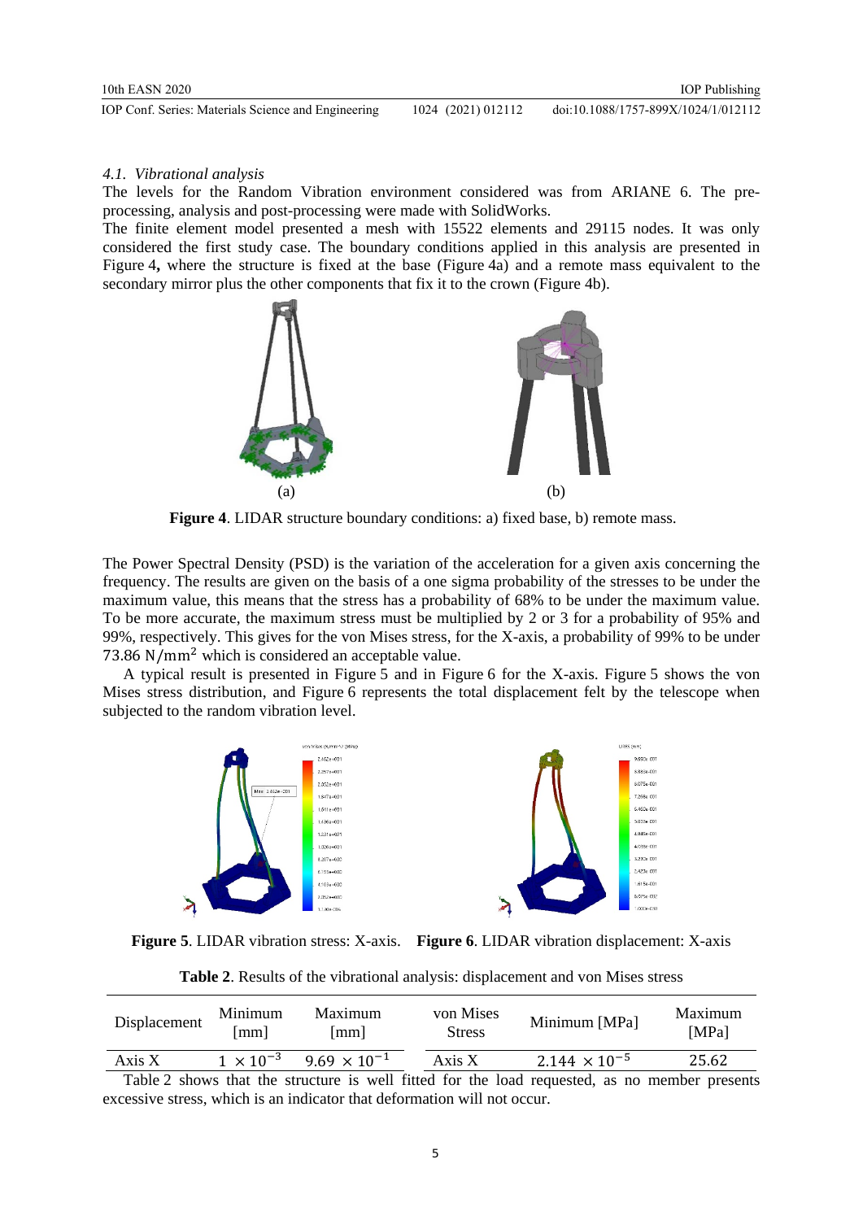### 4.1. *Vibrational analysis*

The levels for the Random Vibration environment considered was from ARIANE 6. The pre-processing, analysis and post-processing were made with SolidWorks.

The finite element model presented a mesh with 15522 elements and 29115 nodes. It was only considered the first study case. The boundary conditions applied in this analysis are presented in Figure 4**,** where the structure is fixed at the base (Figure 4a) and a remote mass equivalent to the secondary mirror plus the other components that fix it to the crown (Figure 4b).

(a) (b)

**Figure 4**. LIDAR structure boundary conditions: a) fixed base, b) remote mass.

The Power Spectral Density (PSD) is the variation of the acceleration for a given axis concerning the frequency. The results are given on the basis of a one sigma probability of the stresses to be under the maximum value, this means that the stress has a probability of 68% to be under the maximum value. To be more accurate, the maximum stress must be multiplied by 2 or 3 for a probability of 95% and 99%, respectively. This gives for the von Mises stress, for the X-axis, a probability of 99% to be under $73.86\ \mathrm{N/mm^2}$ which is considered an acceptable value.

A typical result is presented in Figure 5 and in Figure 6 for the X-axis. Figure 5 shows the von Mises stress distribution, and Figure 6 represents the total displacement felt by the telescope when subjected to the random vibration level.

**Figure 5**. LIDAR vibration stress: X-axis. **Figure 6**. LIDAR vibration displacement: X-axis

**Table 2**. Results of the vibrational analysis: displacement and von Mises stress

| Displacement | Minimum [mm] | Maximum [mm] | von Mises Stress | Minimum [MPa] | Maximum [MPa] |
|---|---|---|---|---|---|
| Axis X | $1 \times 10^{-3}$ | $9.69 \times 10^{-1}$ | Axis X | $2.144 \times 10^{-5}$ | 25.62 |

Table 2 shows that the structure is well fitted for the load requested, as no member presents excessive stress, which is an indicator that deformation will not occur.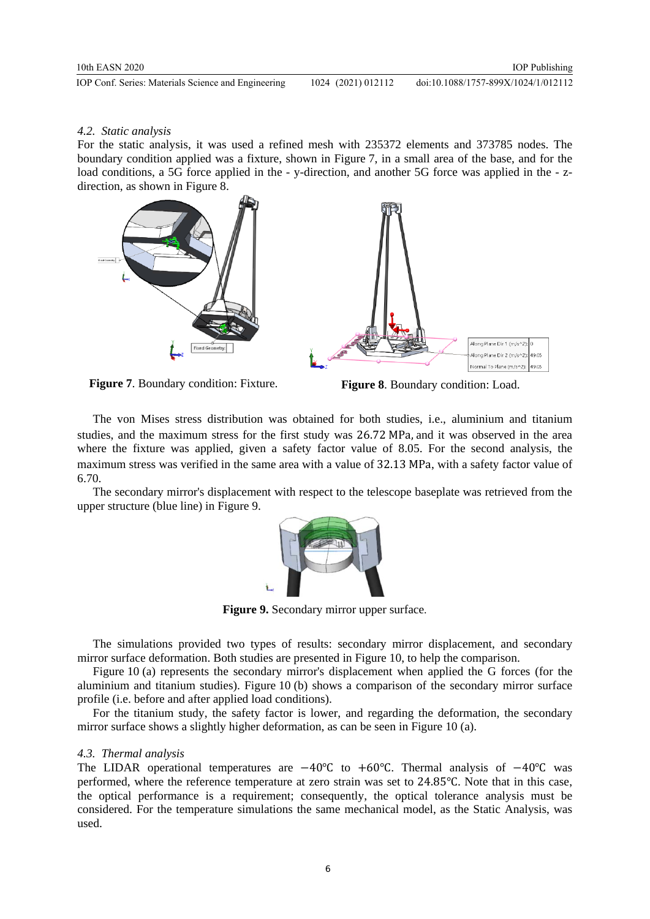### 4.2. Static analysis

For the static analysis, it was used a refined mesh with 235372 elements and 373785 nodes. The boundary condition applied was a fixture, shown in Figure 7, in a small area of the base, and for the load conditions, a 5G force applied in the - y-direction, and another 5G force was applied in the - z-direction, as shown in Figure 8.

**Figure 7**. Boundary condition: Fixture.

**Figure 8**. Boundary condition: Load.

The von Mises stress distribution was obtained for both studies, i.e., aluminium and titanium studies, and the maximum stress for the first study was 26.72 MPa, and it was observed in the area where the fixture was applied, given a safety factor value of 8.05. For the second analysis, the maximum stress was verified in the same area with a value of 32.13 MPa, with a safety factor value of 6.70.

The secondary mirror's displacement with respect to the telescope baseplate was retrieved from the upper structure (blue line) in Figure 9.

**Figure 9.** Secondary mirror upper surface.

The simulations provided two types of results: secondary mirror displacement, and secondary mirror surface deformation. Both studies are presented in Figure 10, to help the comparison.

Figure 10 (a) represents the secondary mirror's displacement when applied the G forces (for the aluminium and titanium studies). Figure 10 (b) shows a comparison of the secondary mirror surface profile (i.e. before and after applied load conditions).

For the titanium study, the safety factor is lower, and regarding the deformation, the secondary mirror surface shows a slightly higher deformation, as can be seen in Figure 10 (a).

### 4.3. Thermal analysis

The LIDAR operational temperatures are $-40$°C to $+60$°C. Thermal analysis of $-40$°C was performed, where the reference temperature at zero strain was set to 24.85°C. Note that in this case, the optical performance is a requirement; consequently, the optical tolerance analysis must be considered. For the temperature simulations the same mechanical model, as the Static Analysis, was used.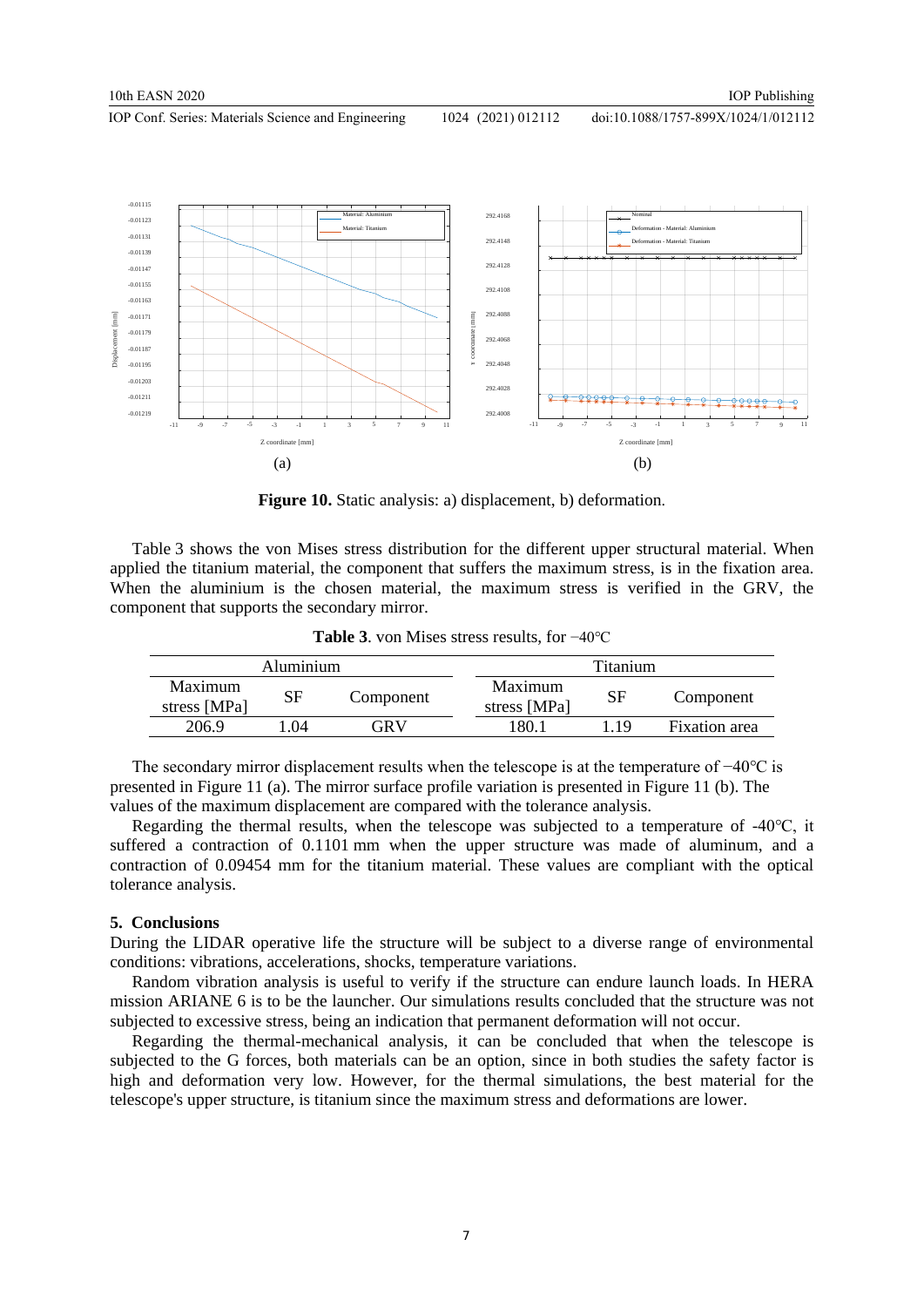**Figure 10.** Static analysis: a) displacement, b) deformation.

Table 3 shows the von Mises stress distribution for the different upper structural material. When applied the titanium material, the component that suffers the maximum stress, is in the fixation area. When the aluminium is the chosen material, the maximum stress is verified in the GRV, the component that supports the secondary mirror.

**Table 3**. von Mises stress results, for −40℃

| Aluminium | | | Titanium | | |
|---|---|---|---|---|---|
| Maximum stress [MPa] | SF | Component | Maximum stress [MPa] | SF | Component |
| 206.9 | 1.04 | GRV | 180.1 | 1.19 | Fixation area |

The secondary mirror displacement results when the telescope is at the temperature of −40℃ is presented in Figure 11 (a). The mirror surface profile variation is presented in Figure 11 (b). The values of the maximum displacement are compared with the tolerance analysis.

Regarding the thermal results, when the telescope was subjected to a temperature of -40℃, it suffered a contraction of 0.1101 mm when the upper structure was made of aluminum, and a contraction of 0.09454 mm for the titanium material. These values are compliant with the optical tolerance analysis.

## 5. Conclusions

During the LIDAR operative life the structure will be subject to a diverse range of environmental conditions: vibrations, accelerations, shocks, temperature variations.

Random vibration analysis is useful to verify if the structure can endure launch loads. In HERA mission ARIANE 6 is to be the launcher. Our simulations results concluded that the structure was not subjected to excessive stress, being an indication that permanent deformation will not occur.

Regarding the thermal-mechanical analysis, it can be concluded that when the telescope is subjected to the G forces, both materials can be an option, since in both studies the safety factor is high and deformation very low. However, for the thermal simulations, the best material for the telescope's upper structure, is titanium since the maximum stress and deformations are lower.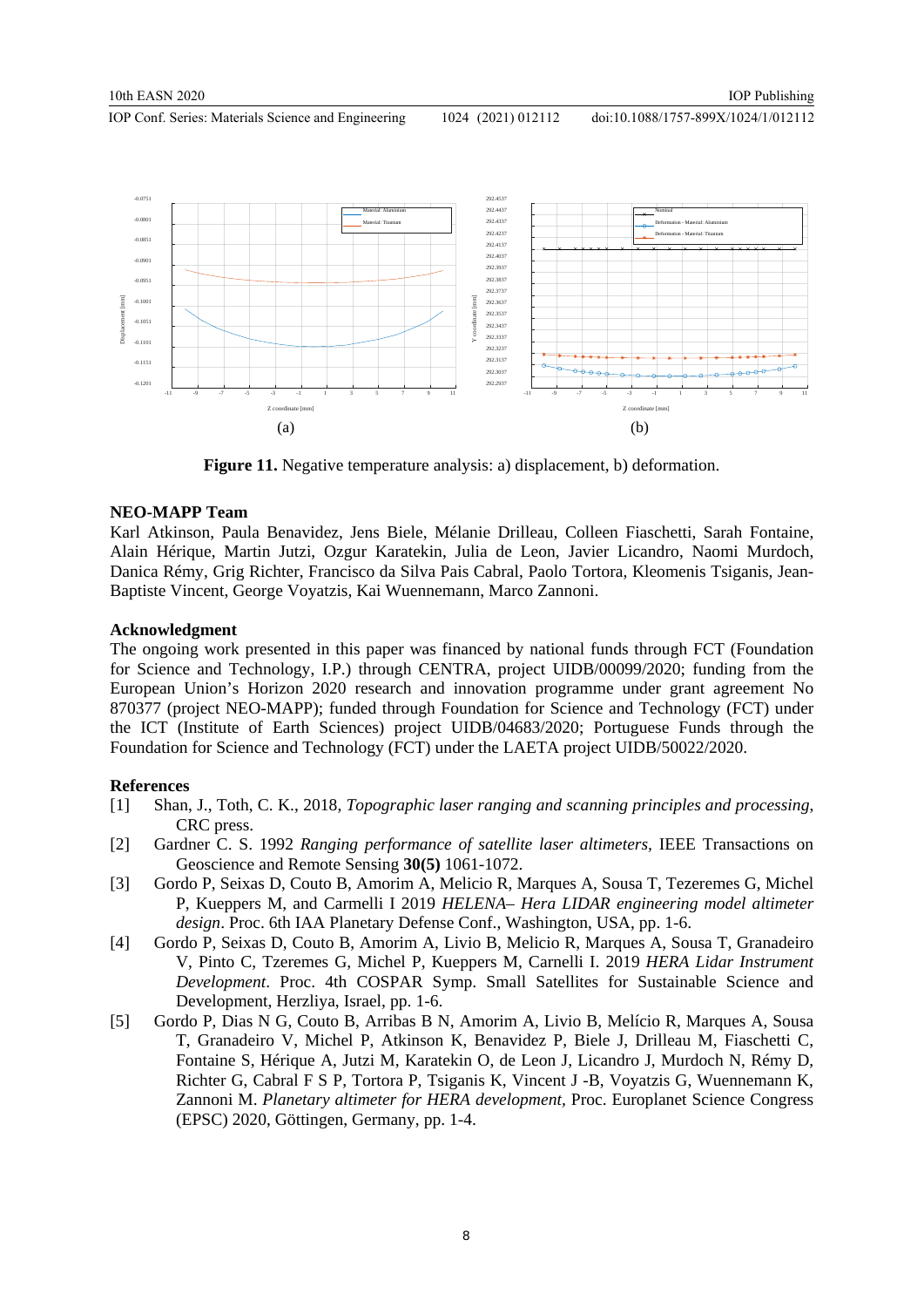-0.0751
-0.0801
-0.0851
-0.0901
-0.0951
-0.1001
-0.1051
-0.1101
-0.1151
-0.1201

Displacement [mm]

-11 -9 -7 -5 -3 -1 1 3 5 7 9 11

Z coordinate [mm]

Material: Aluminium
Material: Titanium

(a)

292.4537
292.4437
292.4337
292.4237
292.4137
292.4037
292.3937
292.3837
292.3737
292.3637
292.3537
292.3437
292.3337
292.3237
292.3137
292.3037
292.2937

Y coordinate [mm]

-11 -9 -7 -5 -3 -1 1 3 5 7 9 11

Z coordinate [mm]

Nominal
Deformation - Material: Aluminium
Deformation - Material: Titanium

(b)

**Figure 11.** Negative temperature analysis: a) displacement, b) deformation.

**NEO-MAPP Team**

Karl Atkinson, Paula Benavidez, Jens Biele, Mélanie Drilleau, Colleen Fiaschetti, Sarah Fontaine, Alain Hérique, Martin Jutzi, Ozgur Karatekin, Julia de Leon, Javier Licandro, Naomi Murdoch, Danica Rémy, Grig Richter, Francisco da Silva Pais Cabral, Paolo Tortora, Kleomenis Tsiganis, Jean-Baptiste Vincent, George Voyatzis, Kai Wuennemann, Marco Zannoni.

**Acknowledgment**

The ongoing work presented in this paper was financed by national funds through FCT (Foundation for Science and Technology, I.P.) through CENTRA, project UIDB/00099/2020; funding from the European Union's Horizon 2020 research and innovation programme under grant agreement No 870377 (project NEO-MAPP); funded through Foundation for Science and Technology (FCT) under the ICT (Institute of Earth Sciences) project UIDB/04683/2020; Portuguese Funds through the Foundation for Science and Technology (FCT) under the LAETA project UIDB/50022/2020.

**References**

[1] Shan, J., Toth, C. K., 2018, *Topographic laser ranging and scanning principles and processing*, CRC press.

[2] Gardner C. S. 1992 *Ranging performance of satellite laser altimeters*, IEEE Transactions on Geoscience and Remote Sensing **30(5)** 1061-1072.

[3] Gordo P, Seixas D, Couto B, Amorim A, Melicio R, Marques A, Sousa T, Tezeremes G, Michel P, Kueppers M, and Carmelli I 2019 *HELENA– Hera LIDAR engineering model altimeter design*. Proc. 6th IAA Planetary Defense Conf., Washington, USA, pp. 1-6.

[4] Gordo P, Seixas D, Couto B, Amorim A, Livio B, Melicio R, Marques A, Sousa T, Granadeiro V, Pinto C, Tzeremes G, Michel P, Kueppers M, Carnelli I. 2019 *HERA Lidar Instrument Development*. Proc. 4th COSPAR Symp. Small Satellites for Sustainable Science and Development, Herzliya, Israel, pp. 1-6.

[5] Gordo P, Dias N G, Couto B, Arribas B N, Amorim A, Livio B, Melício R, Marques A, Sousa T, Granadeiro V, Michel P, Atkinson K, Benavidez P, Biele J, Drilleau M, Fiaschetti C, Fontaine S, Hérique A, Jutzi M, Karatekin O, de Leon J, Licandro J, Murdoch N, Rémy D, Richter G, Cabral F S P, Tortora P, Tsiganis K, Vincent J -B, Voyatzis G, Wuennemann K, Zannoni M. *Planetary altimeter for HERA development*, Proc. Europlanet Science Congress (EPSC) 2020, Göttingen, Germany, pp. 1-4.